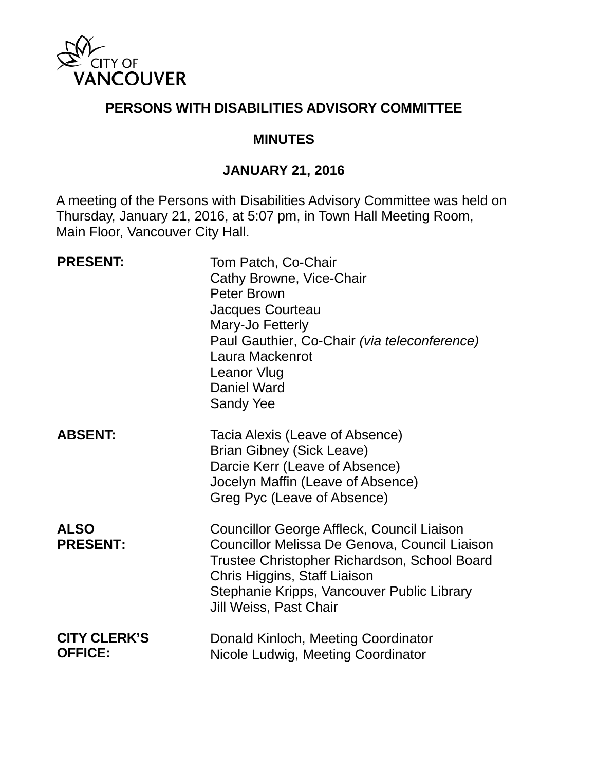CITY OF VANCOUVER

# PERSONS WITH DISABILITIES ADVISORY COMMITTEE

## MINUTES

## JANUARY 21, 2016

A meeting of the Persons with Disabilities Advisory Committee was held on Thursday, January 21, 2016, at 5:07 pm, in Town Hall Meeting Room, Main Floor, Vancouver City Hall.

| | |
|---|---|
| **PRESENT:** | Tom Patch, Co-Chair<br>Cathy Browne, Vice-Chair<br>Peter Brown<br>Jacques Courteau<br>Mary-Jo Fetterly<br>Paul Gauthier, Co-Chair *(via teleconference)*<br>Laura Mackenrot<br>Leanor Vlug<br>Daniel Ward<br>Sandy Yee |
| **ABSENT:** | Tacia Alexis (Leave of Absence)<br>Brian Gibney (Sick Leave)<br>Darcie Kerr (Leave of Absence)<br>Jocelyn Maffin (Leave of Absence)<br>Greg Pyc (Leave of Absence) |
| **ALSO PRESENT:** | Councillor George Affleck, Council Liaison<br>Councillor Melissa De Genova, Council Liaison<br>Trustee Christopher Richardson, School Board<br>Chris Higgins, Staff Liaison<br>Stephanie Kripps, Vancouver Public Library<br>Jill Weiss, Past Chair |
| **CITY CLERK'S OFFICE:** | Donald Kinloch, Meeting Coordinator<br>Nicole Ludwig, Meeting Coordinator |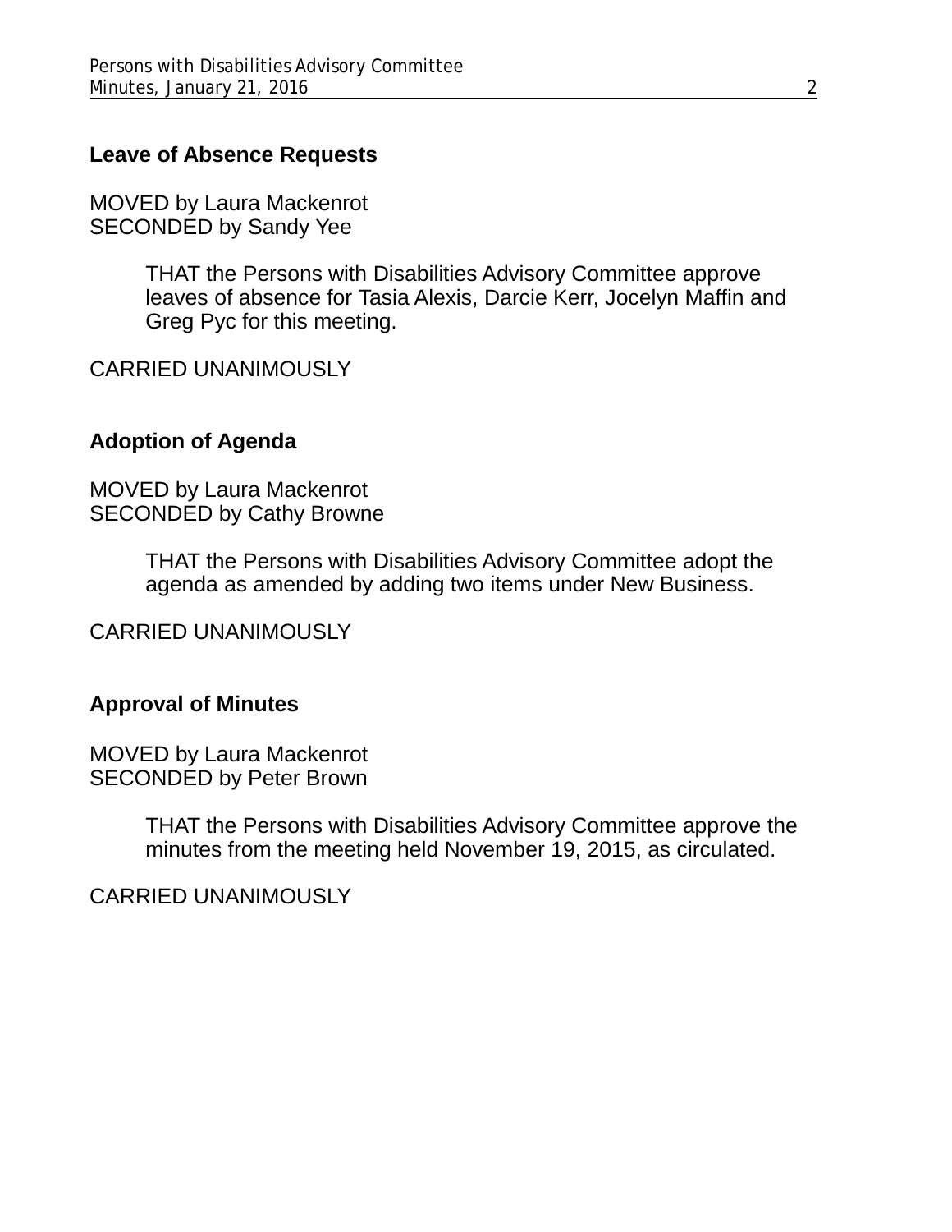## Leave of Absence Requests

MOVED by Laura Mackenrot
SECONDED by Sandy Yee

> THAT the Persons with Disabilities Advisory Committee approve leaves of absence for Tasia Alexis, Darcie Kerr, Jocelyn Maffin and Greg Pyc for this meeting.

CARRIED UNANIMOUSLY

## Adoption of Agenda

MOVED by Laura Mackenrot
SECONDED by Cathy Browne

> THAT the Persons with Disabilities Advisory Committee adopt the agenda as amended by adding two items under New Business.

CARRIED UNANIMOUSLY

## Approval of Minutes

MOVED by Laura Mackenrot
SECONDED by Peter Brown

> THAT the Persons with Disabilities Advisory Committee approve the minutes from the meeting held November 19, 2015, as circulated.

CARRIED UNANIMOUSLY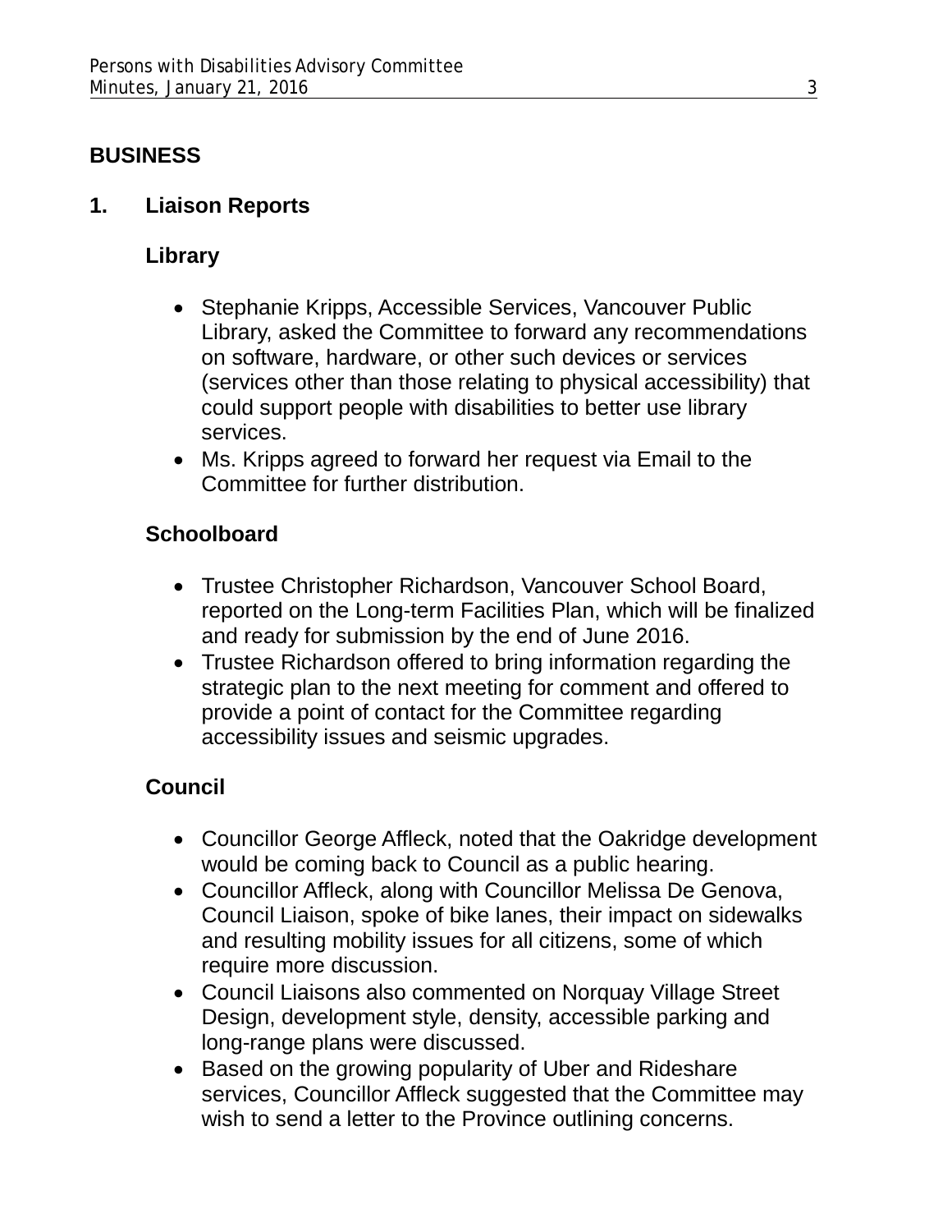## BUSINESS

### 1. Liaison Reports

#### Library

- Stephanie Kripps, Accessible Services, Vancouver Public Library, asked the Committee to forward any recommendations on software, hardware, or other such devices or services (services other than those relating to physical accessibility) that could support people with disabilities to better use library services.
- Ms. Kripps agreed to forward her request via Email to the Committee for further distribution.

#### Schoolboard

- Trustee Christopher Richardson, Vancouver School Board, reported on the Long-term Facilities Plan, which will be finalized and ready for submission by the end of June 2016.
- Trustee Richardson offered to bring information regarding the strategic plan to the next meeting for comment and offered to provide a point of contact for the Committee regarding accessibility issues and seismic upgrades.

#### Council

- Councillor George Affleck, noted that the Oakridge development would be coming back to Council as a public hearing.
- Councillor Affleck, along with Councillor Melissa De Genova, Council Liaison, spoke of bike lanes, their impact on sidewalks and resulting mobility issues for all citizens, some of which require more discussion.
- Council Liaisons also commented on Norquay Village Street Design, development style, density, accessible parking and long-range plans were discussed.
- Based on the growing popularity of Uber and Rideshare services, Councillor Affleck suggested that the Committee may wish to send a letter to the Province outlining concerns.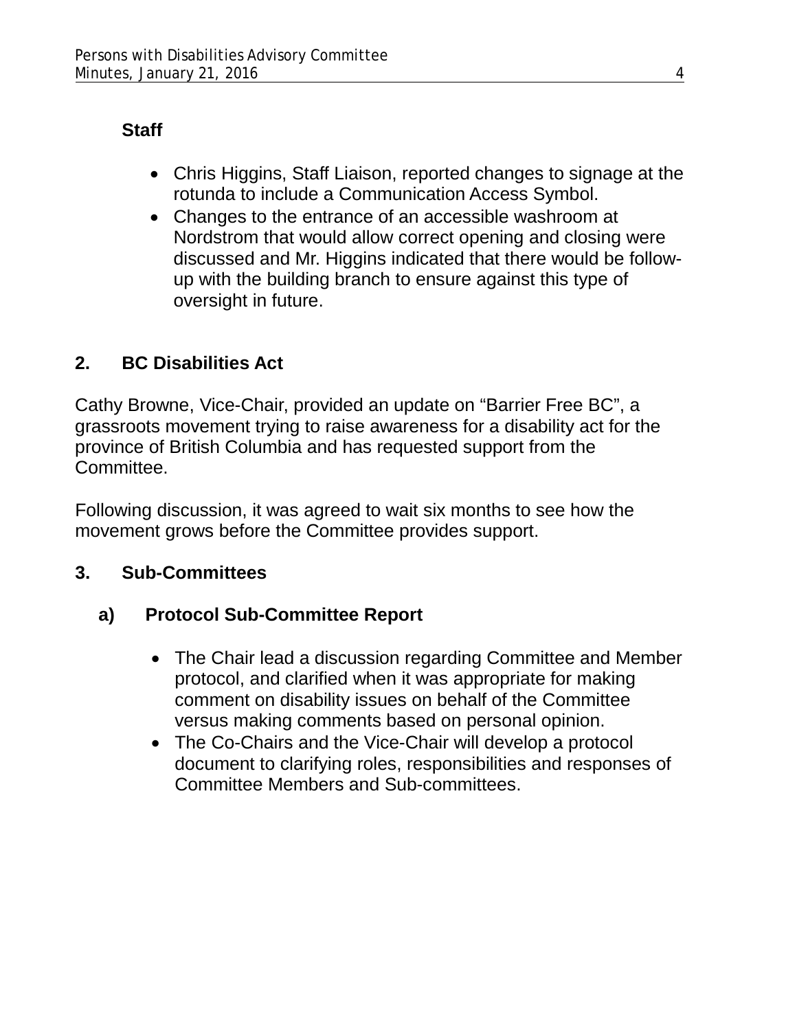**Staff**

- Chris Higgins, Staff Liaison, reported changes to signage at the rotunda to include a Communication Access Symbol.
- Changes to the entrance of an accessible washroom at Nordstrom that would allow correct opening and closing were discussed and Mr. Higgins indicated that there would be follow-up with the building branch to ensure against this type of oversight in future.

## 2. BC Disabilities Act

Cathy Browne, Vice-Chair, provided an update on “Barrier Free BC”, a grassroots movement trying to raise awareness for a disability act for the province of British Columbia and has requested support from the Committee.

Following discussion, it was agreed to wait six months to see how the movement grows before the Committee provides support.

## 3. Sub-Committees

### a) Protocol Sub-Committee Report

- The Chair lead a discussion regarding Committee and Member protocol, and clarified when it was appropriate for making comment on disability issues on behalf of the Committee versus making comments based on personal opinion.
- The Co-Chairs and the Vice-Chair will develop a protocol document to clarifying roles, responsibilities and responses of Committee Members and Sub-committees.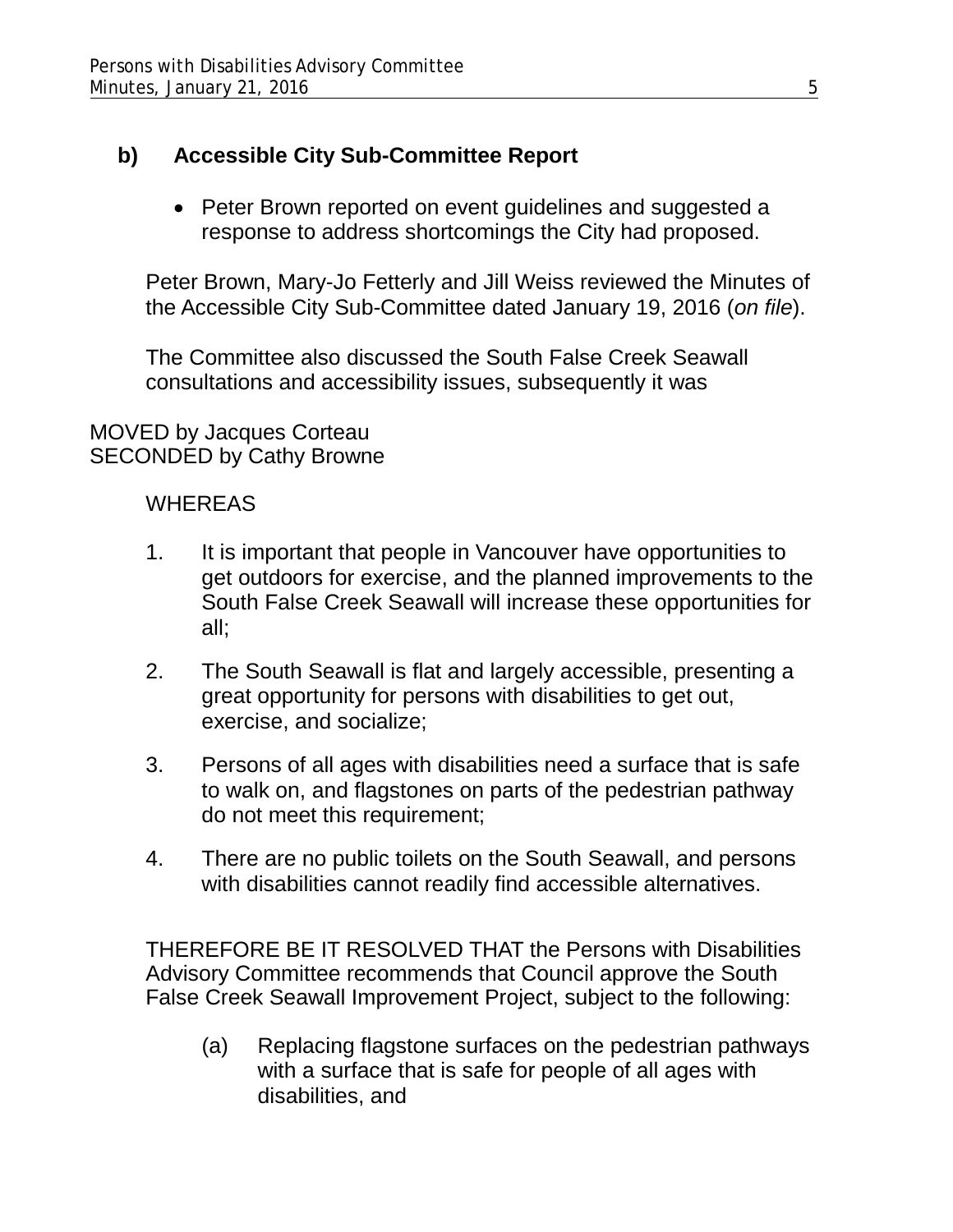### b) Accessible City Sub-Committee Report

- Peter Brown reported on event guidelines and suggested a response to address shortcomings the City had proposed.

Peter Brown, Mary-Jo Fetterly and Jill Weiss reviewed the Minutes of the Accessible City Sub-Committee dated January 19, 2016 (*on file*).

The Committee also discussed the South False Creek Seawall consultations and accessibility issues, subsequently it was

MOVED by Jacques Corteau
SECONDED by Cathy Browne

WHEREAS

1. It is important that people in Vancouver have opportunities to get outdoors for exercise, and the planned improvements to the South False Creek Seawall will increase these opportunities for all;
2. The South Seawall is flat and largely accessible, presenting a great opportunity for persons with disabilities to get out, exercise, and socialize;
3. Persons of all ages with disabilities need a surface that is safe to walk on, and flagstones on parts of the pedestrian pathway do not meet this requirement;
4. There are no public toilets on the South Seawall, and persons with disabilities cannot readily find accessible alternatives.

THEREFORE BE IT RESOLVED THAT the Persons with Disabilities Advisory Committee recommends that Council approve the South False Creek Seawall Improvement Project, subject to the following:

(a) Replacing flagstone surfaces on the pedestrian pathways with a surface that is safe for people of all ages with disabilities, and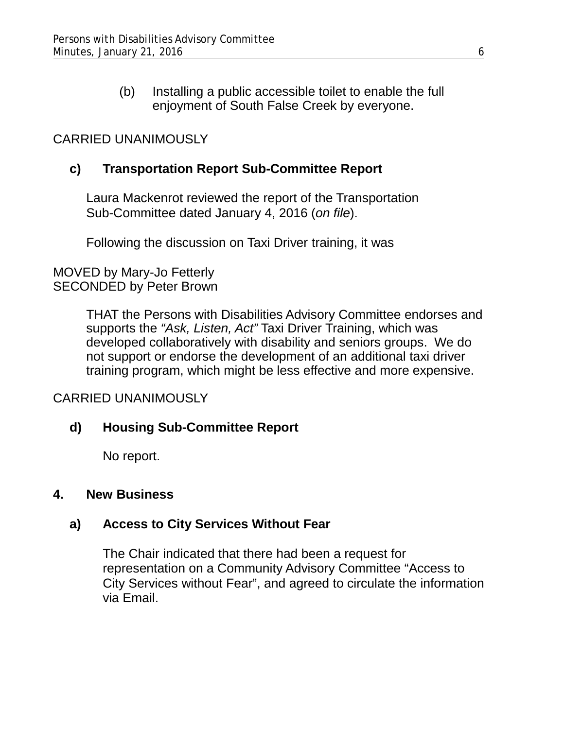(b) Installing a public accessible toilet to enable the full enjoyment of South False Creek by everyone.

CARRIED UNANIMOUSLY

### c) Transportation Report Sub-Committee Report

Laura Mackenrot reviewed the report of the Transportation Sub-Committee dated January 4, 2016 (*on file*).

Following the discussion on Taxi Driver training, it was

MOVED by Mary-Jo Fetterly
SECONDED by Peter Brown

> THAT the Persons with Disabilities Advisory Committee endorses and supports the *"Ask, Listen, Act"* Taxi Driver Training, which was developed collaboratively with disability and seniors groups. We do not support or endorse the development of an additional taxi driver training program, which might be less effective and more expensive.

CARRIED UNANIMOUSLY

### d) Housing Sub-Committee Report

No report.

## 4. New Business

### a) Access to City Services Without Fear

The Chair indicated that there had been a request for representation on a Community Advisory Committee "Access to City Services without Fear", and agreed to circulate the information via Email.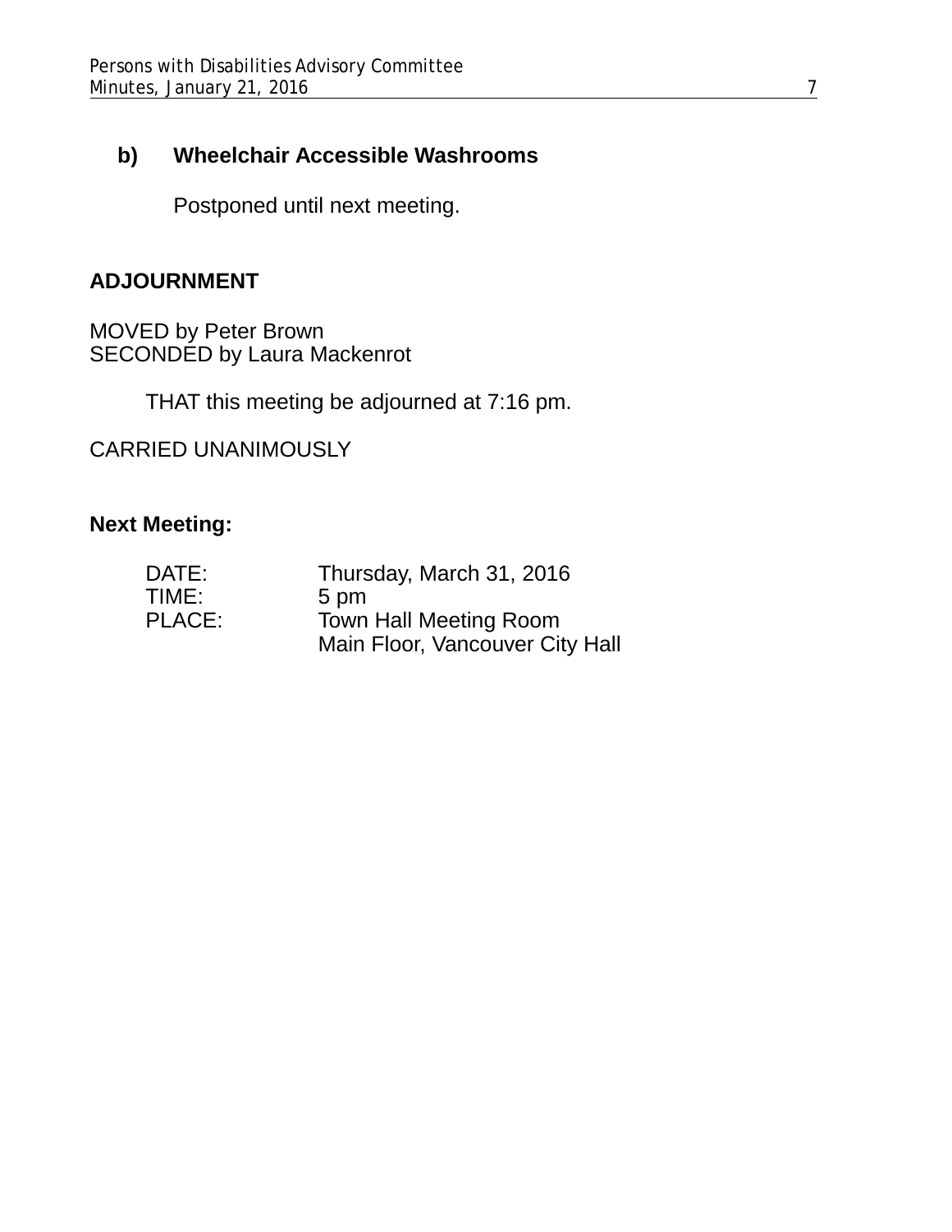**b) Wheelchair Accessible Washrooms**

Postponed until next meeting.

**ADJOURNMENT**

MOVED by Peter Brown
SECONDED by Laura Mackenrot

THAT this meeting be adjourned at 7:16 pm.

CARRIED UNANIMOUSLY

**Next Meeting:**

| | |
|---|---|
| DATE: | Thursday, March 31, 2016 |
| TIME: | 5 pm |
| PLACE: | Town Hall Meeting Room<br>Main Floor, Vancouver City Hall |